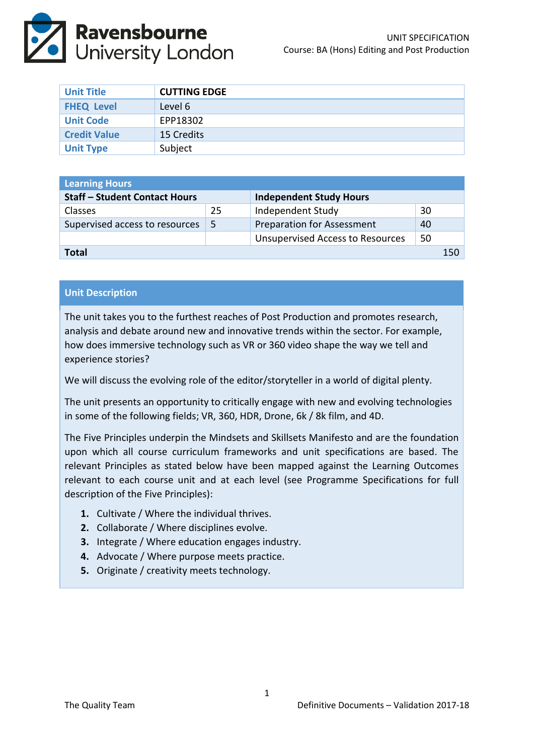UNIT SPECIFICATION
Course: BA (Hons) Editing and Post Production

| Unit Title | CUTTING EDGE |
|---|---|
| FHEQ Level | Level 6 |
| Unit Code | EPP18302 |
| Credit Value | 15 Credits |
| Unit Type | Subject |

| Learning Hours | | | |
|---|---|---|---|
| **Staff – Student Contact Hours** | | **Independent Study Hours** | |
| Classes | 25 | Independent Study | 30 |
| Supervised access to resources | 5 | Preparation for Assessment | 40 |
| | | Unsupervised Access to Resources | 50 |
| **Total** | | | 150 |

## Unit Description

The unit takes you to the furthest reaches of Post Production and promotes research, analysis and debate around new and innovative trends within the sector. For example, how does immersive technology such as VR or 360 video shape the way we tell and experience stories?

We will discuss the evolving role of the editor/storyteller in a world of digital plenty.

The unit presents an opportunity to critically engage with new and evolving technologies in some of the following fields; VR, 360, HDR, Drone, 6k / 8k film, and 4D.

The Five Principles underpin the Mindsets and Skillsets Manifesto and are the foundation upon which all course curriculum frameworks and unit specifications are based. The relevant Principles as stated below have been mapped against the Learning Outcomes relevant to each course unit and at each level (see Programme Specifications for full description of the Five Principles):

1. Cultivate / Where the individual thrives.
2. Collaborate / Where disciplines evolve.
3. Integrate / Where education engages industry.
4. Advocate / Where purpose meets practice.
5. Originate / creativity meets technology.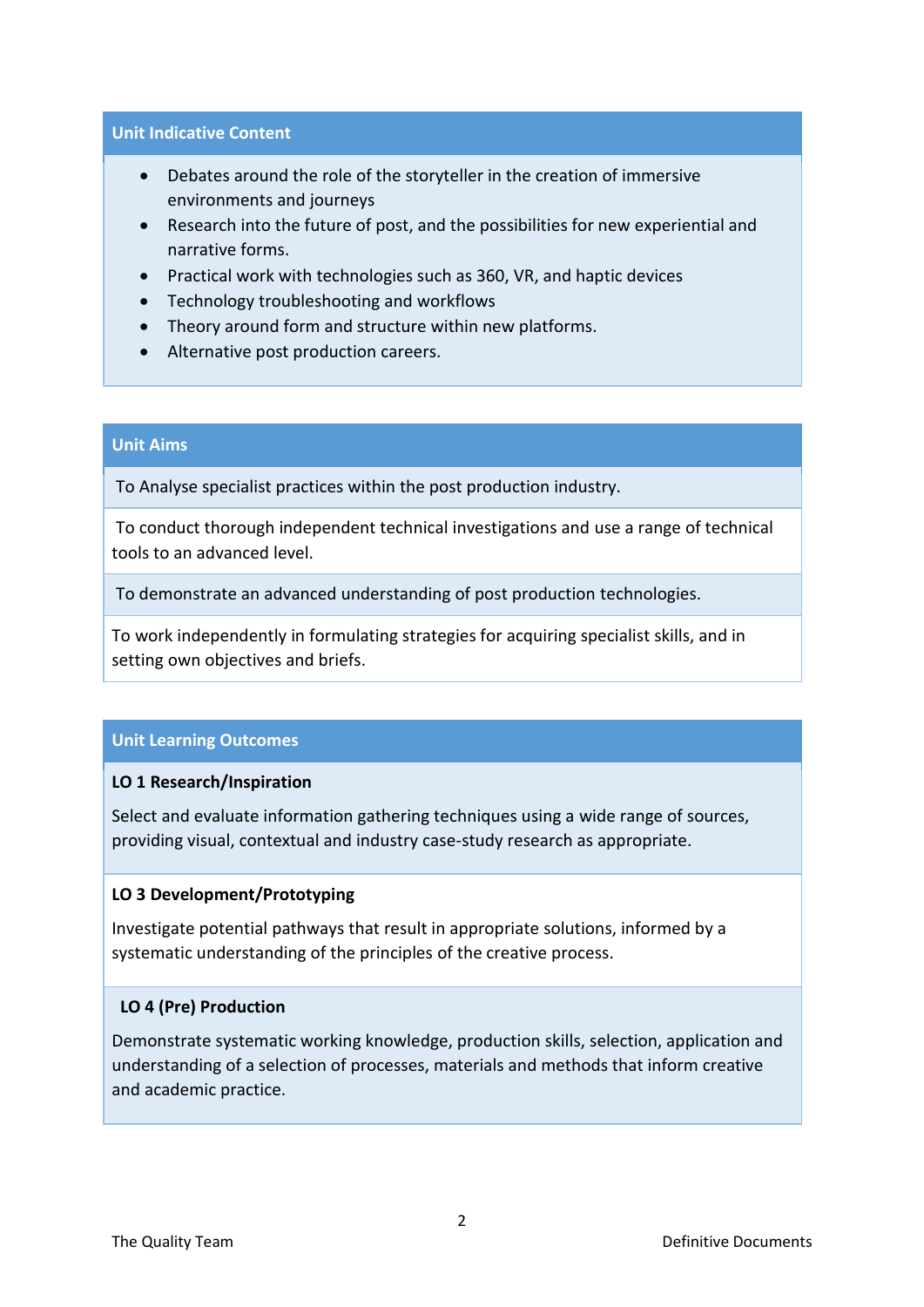## Unit Indicative Content

- Debates around the role of the storyteller in the creation of immersive environments and journeys
- Research into the future of post, and the possibilities for new experiential and narrative forms.
- Practical work with technologies such as 360, VR, and haptic devices
- Technology troubleshooting and workflows
- Theory around form and structure within new platforms.
- Alternative post production careers.

## Unit Aims

To Analyse specialist practices within the post production industry.

To conduct thorough independent technical investigations and use a range of technical tools to an advanced level.

To demonstrate an advanced understanding of post production technologies.

To work independently in formulating strategies for acquiring specialist skills, and in setting own objectives and briefs.

## Unit Learning Outcomes

**LO 1 Research/Inspiration**

Select and evaluate information gathering techniques using a wide range of sources, providing visual, contextual and industry case-study research as appropriate.

**LO 3 Development/Prototyping**

Investigate potential pathways that result in appropriate solutions, informed by a systematic understanding of the principles of the creative process.

**LO 4 (Pre) Production**

Demonstrate systematic working knowledge, production skills, selection, application and understanding of a selection of processes, materials and methods that inform creative and academic practice.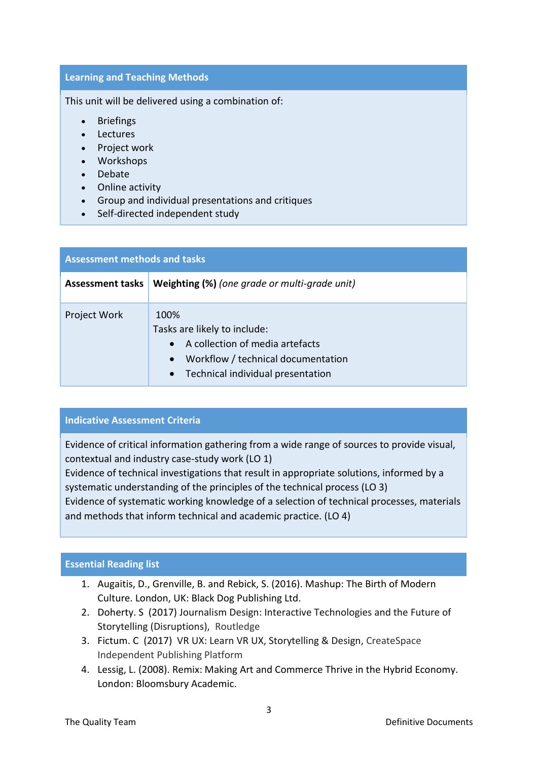## Learning and Teaching Methods

This unit will be delivered using a combination of:

- Briefings
- Lectures
- Project work
- Workshops
- Debate
- Online activity
- Group and individual presentations and critiques
- Self-directed independent study

## Assessment methods and tasks

| Assessment tasks | Weighting (%) *(one grade or multi-grade unit)* |
|---|---|
| Project Work | 100%<br>Tasks are likely to include:<br>• A collection of media artefacts<br>• Workflow / technical documentation<br>• Technical individual presentation |

## Indicative Assessment Criteria

Evidence of critical information gathering from a wide range of sources to provide visual, contextual and industry case-study work (LO 1)
Evidence of technical investigations that result in appropriate solutions, informed by a systematic understanding of the principles of the technical process (LO 3)
Evidence of systematic working knowledge of a selection of technical processes, materials and methods that inform technical and academic practice. (LO 4)

## Essential Reading list

1. Augaitis, D., Grenville, B. and Rebick, S. (2016). Mashup: The Birth of Modern Culture. London, UK: Black Dog Publishing Ltd.
2. Doherty. S (2017) Journalism Design: Interactive Technologies and the Future of Storytelling (Disruptions), Routledge
3. Fictum. C (2017) VR UX: Learn VR UX, Storytelling & Design, CreateSpace Independent Publishing Platform
4. Lessig, L. (2008). Remix: Making Art and Commerce Thrive in the Hybrid Economy. London: Bloomsbury Academic.